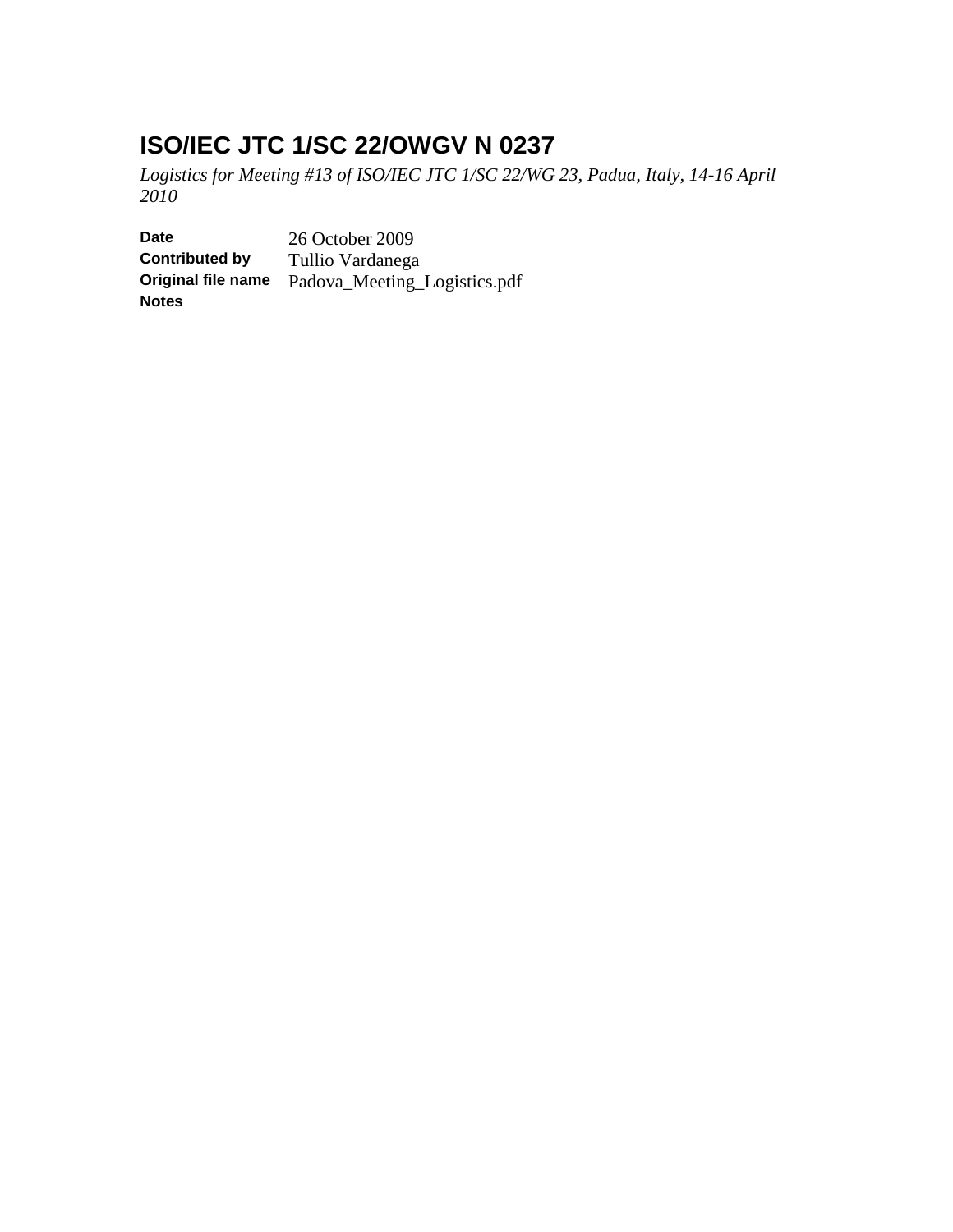# ISO/IEC JTC 1/SC 22/OWGV N 0237

*Logistics for Meeting #13 of ISO/IEC JTC 1/SC 22/WG 23, Padua, Italy, 14-16 April 2010*

| | |
|---|---|
| **Date** | 26 October 2009 |
| **Contributed by** | Tullio Vardanega |
| **Original file name** | Padova_Meeting_Logistics.pdf |
| **Notes** | |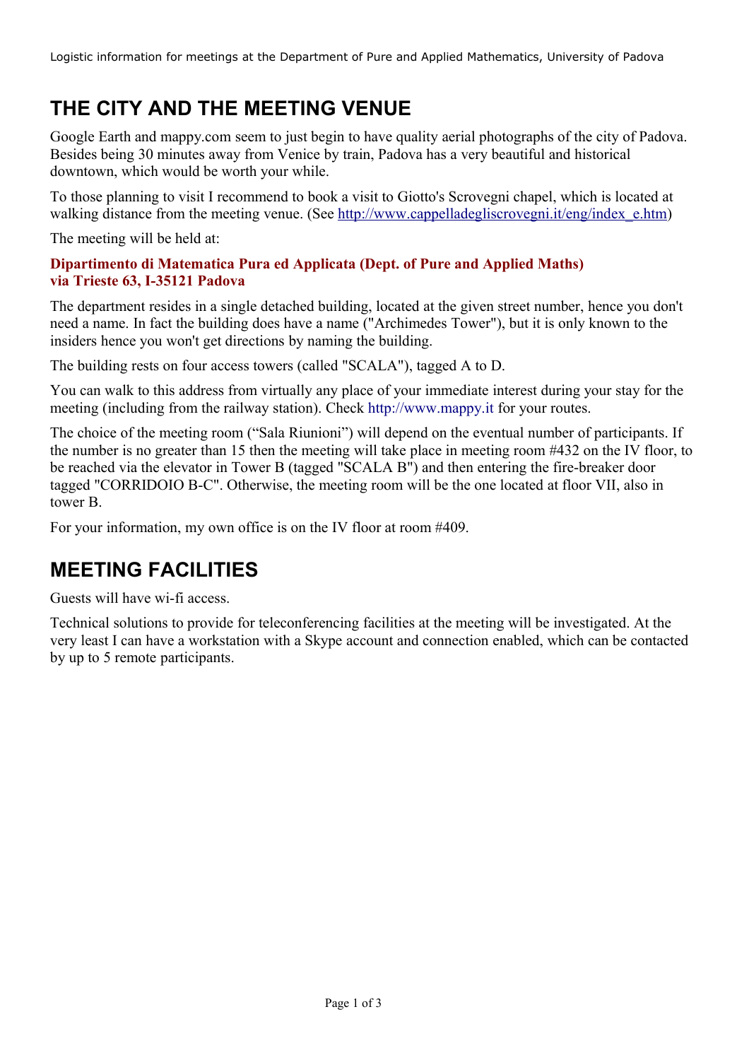# THE CITY AND THE MEETING VENUE

Google Earth and mappy.com seem to just begin to have quality aerial photographs of the city of Padova. Besides being 30 minutes away from Venice by train, Padova has a very beautiful and historical downtown, which would be worth your while.

To those planning to visit I recommend to book a visit to Giotto's Scrovegni chapel, which is located at walking distance from the meeting venue. (See http://www.cappelladegliscrovegni.it/eng/index_e.htm)

The meeting will be held at:

**Dipartimento di Matematica Pura ed Applicata (Dept. of Pure and Applied Maths)**
**via Trieste 63, I-35121 Padova**

The department resides in a single detached building, located at the given street number, hence you don't need a name. In fact the building does have a name ("Archimedes Tower"), but it is only known to the insiders hence you won't get directions by naming the building.

The building rests on four access towers (called "SCALA"), tagged A to D.

You can walk to this address from virtually any place of your immediate interest during your stay for the meeting (including from the railway station). Check http://www.mappy.it for your routes.

The choice of the meeting room ("Sala Riunioni") will depend on the eventual number of participants. If the number is no greater than 15 then the meeting will take place in meeting room #432 on the IV floor, to be reached via the elevator in Tower B (tagged "SCALA B") and then entering the fire-breaker door tagged "CORRIDOIO B-C". Otherwise, the meeting room will be the one located at floor VII, also in tower B.

For your information, my own office is on the IV floor at room #409.

# MEETING FACILITIES

Guests will have wi-fi access.

Technical solutions to provide for teleconferencing facilities at the meeting will be investigated. At the very least I can have a workstation with a Skype account and connection enabled, which can be contacted by up to 5 remote participants.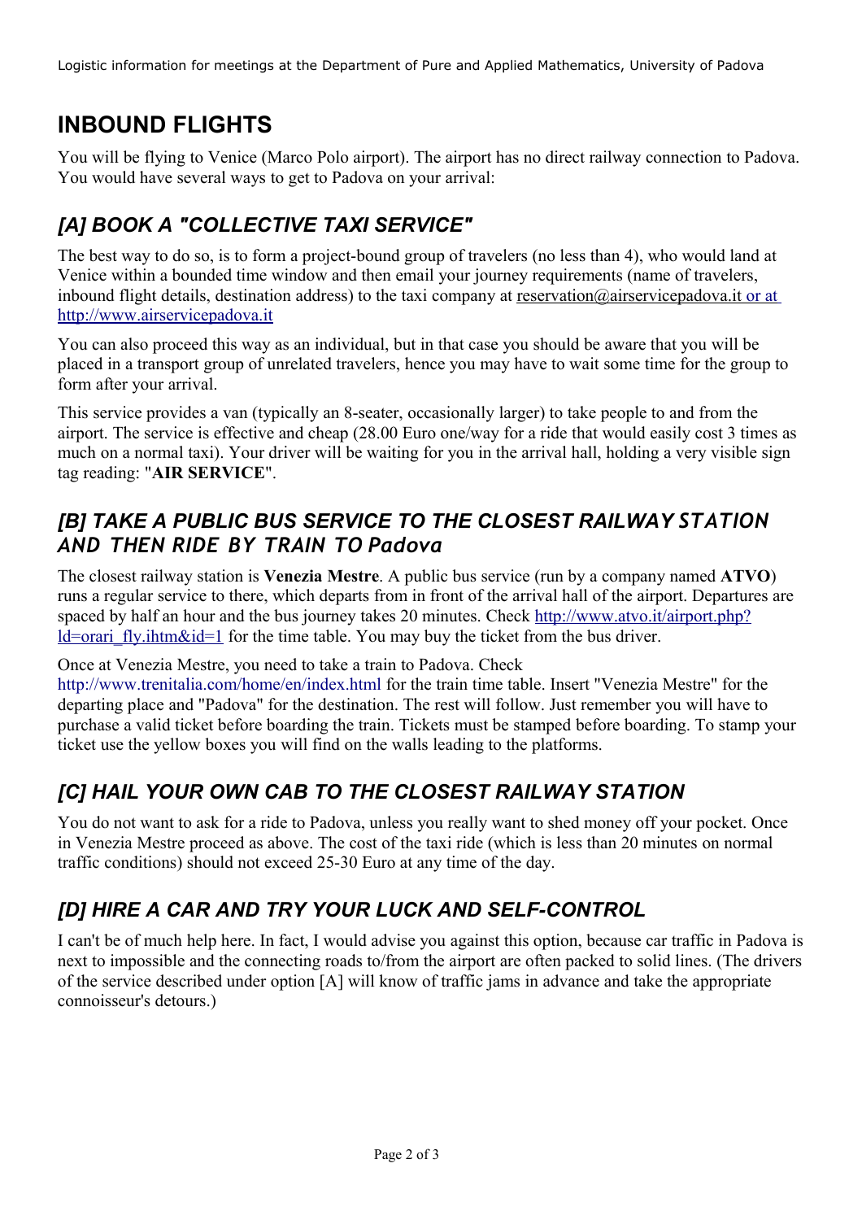# INBOUND FLIGHTS

You will be flying to Venice (Marco Polo airport). The airport has no direct railway connection to Padova. You would have several ways to get to Padova on your arrival:

## *[A] BOOK A "COLLECTIVE TAXI SERVICE"*

The best way to do so, is to form a project-bound group of travelers (no less than 4), who would land at Venice within a bounded time window and then email your journey requirements (name of travelers, inbound flight details, destination address) to the taxi company at reservation@airservicepadova.it or at http://www.airservicepadova.it

You can also proceed this way as an individual, but in that case you should be aware that you will be placed in a transport group of unrelated travelers, hence you may have to wait some time for the group to form after your arrival.

This service provides a van (typically an 8-seater, occasionally larger) to take people to and from the airport. The service is effective and cheap (28.00 Euro one/way for a ride that would easily cost 3 times as much on a normal taxi). Your driver will be waiting for you in the arrival hall, holding a very visible sign tag reading: "**AIR SERVICE**".

## *[B] TAKE A PUBLIC BUS SERVICE TO THE CLOSEST RAILWAY STATION AND THEN RIDE BY TRAIN TO Padova*

The closest railway station is **Venezia Mestre**. A public bus service (run by a company named **ATVO**) runs a regular service to there, which departs from in front of the arrival hall of the airport. Departures are spaced by half an hour and the bus journey takes 20 minutes. Check http://www.atvo.it/airport.php?ld=orari_fly.ihtm&id=1 for the time table. You may buy the ticket from the bus driver.

Once at Venezia Mestre, you need to take a train to Padova. Check http://www.trenitalia.com/home/en/index.html for the train time table. Insert "Venezia Mestre" for the departing place and "Padova" for the destination. The rest will follow. Just remember you will have to purchase a valid ticket before boarding the train. Tickets must be stamped before boarding. To stamp your ticket use the yellow boxes you will find on the walls leading to the platforms.

## *[C] HAIL YOUR OWN CAB TO THE CLOSEST RAILWAY STATION*

You do not want to ask for a ride to Padova, unless you really want to shed money off your pocket. Once in Venezia Mestre proceed as above. The cost of the taxi ride (which is less than 20 minutes on normal traffic conditions) should not exceed 25-30 Euro at any time of the day.

## *[D] HIRE A CAR AND TRY YOUR LUCK AND SELF-CONTROL*

I can't be of much help here. In fact, I would advise you against this option, because car traffic in Padova is next to impossible and the connecting roads to/from the airport are often packed to solid lines. (The drivers of the service described under option [A] will know of traffic jams in advance and take the appropriate connoisseur's detours.)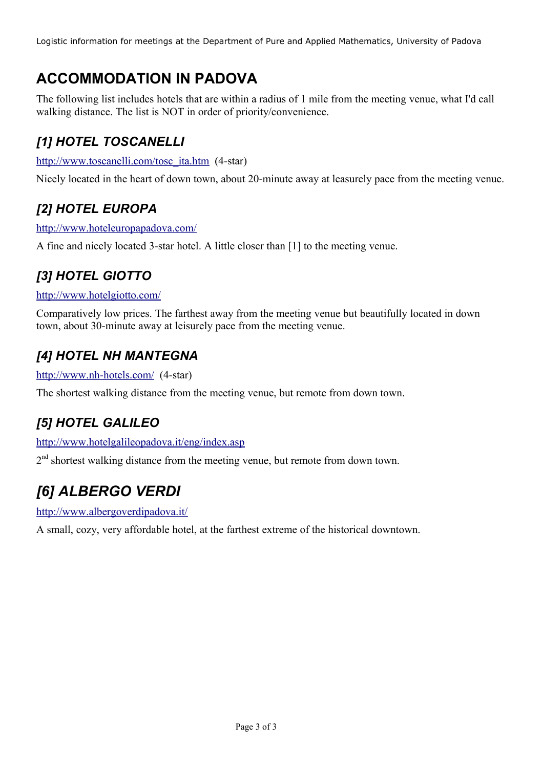# ACCOMMODATION IN PADOVA

The following list includes hotels that are within a radius of 1 mile from the meeting venue, what I'd call walking distance. The list is NOT in order of priority/convenience.

## *[1] HOTEL TOSCANELLI*

http://www.toscanelli.com/tosc_ita.htm (4-star)

Nicely located in the heart of down town, about 20-minute away at leasurely pace from the meeting venue.

## *[2] HOTEL EUROPA*

http://www.hoteleuropapadova.com/

A fine and nicely located 3-star hotel. A little closer than [1] to the meeting venue.

## *[3] HOTEL GIOTTO*

http://www.hotelgiotto.com/

Comparatively low prices. The farthest away from the meeting venue but beautifully located in down town, about 30-minute away at leisurely pace from the meeting venue.

## *[4] HOTEL NH MANTEGNA*

http://www.nh-hotels.com/ (4-star)

The shortest walking distance from the meeting venue, but remote from down town.

## *[5] HOTEL GALILEO*

http://www.hotelgalileopadova.it/eng/index.asp

2nd shortest walking distance from the meeting venue, but remote from down town.

## *[6] ALBERGO VERDI*

http://www.albergoverdipadova.it/

A small, cozy, very affordable hotel, at the farthest extreme of the historical downtown.